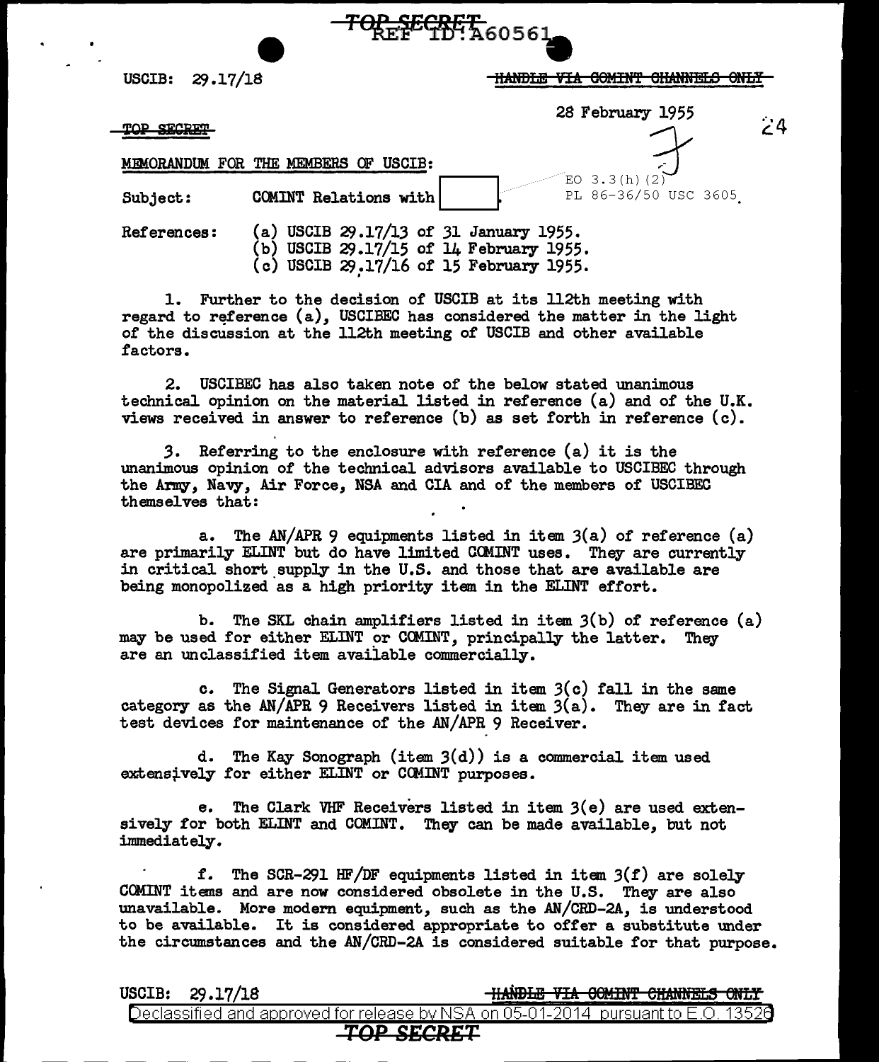TOP SECRET
REF ID:A60561

USCIB: 29.17/18

~~HANDLE VIA COMINT CHANNELS ONLY~~

~~TOP SECRET~~

28 February 1955

24

MEMORANDUM FOR THE MEMBERS OF USCIB:

Subject: COMINT Relations with [ ].

EO 3.3(h)(2)
PL 86-36/50 USC 3605

References:
(a) USCIB 29.17/13 of 31 January 1955.
(b) USCIB 29.17/15 of 14 February 1955.
(c) USCIB 29.17/16 of 15 February 1955.

1. Further to the decision of USCIB at its 112th meeting with regard to reference (a), USCIBEC has considered the matter in the light of the discussion at the 112th meeting of USCIB and other available factors.

2. USCIBEC has also taken note of the below stated unanimous technical opinion on the material listed in reference (a) and of the U.K. views received in answer to reference (b) as set forth in reference (c).

3. Referring to the enclosure with reference (a) it is the unanimous opinion of the technical advisors available to USCIBEC through the Army, Navy, Air Force, NSA and CIA and of the members of USCIBEC themselves that:

a. The AN/APR 9 equipments listed in item 3(a) of reference (a) are primarily ELINT but do have limited COMINT uses. They are currently in critical short supply in the U.S. and those that are available are being monopolized as a high priority item in the ELINT effort.

b. The SKL chain amplifiers listed in item 3(b) of reference (a) may be used for either ELINT or COMINT, principally the latter. They are an unclassified item available commercially.

c. The Signal Generators listed in item 3(c) fall in the same category as the AN/APR 9 Receivers listed in item 3(a). They are in fact test devices for maintenance of the AN/APR 9 Receiver.

d. The Kay Sonograph (item 3(d)) is a commercial item used extensively for either ELINT or COMINT purposes.

e. The Clark VHF Receivers listed in item 3(e) are used extensively for both ELINT and COMINT. They can be made available, but not immediately.

f. The SCR-291 HF/DF equipments listed in item 3(f) are solely COMINT items and are now considered obsolete in the U.S. They are also unavailable. More modern equipment, such as the AN/CRD-2A, is understood to be available. It is considered appropriate to offer a substitute under the circumstances and the AN/CRD-2A is considered suitable for that purpose.

USCIB: 29.17/18

~~HANDLE VIA COMINT CHANNELS ONLY~~

Declassified and approved for release by NSA on 05-01-2014 pursuant to E.O. 13526

TOP SECRET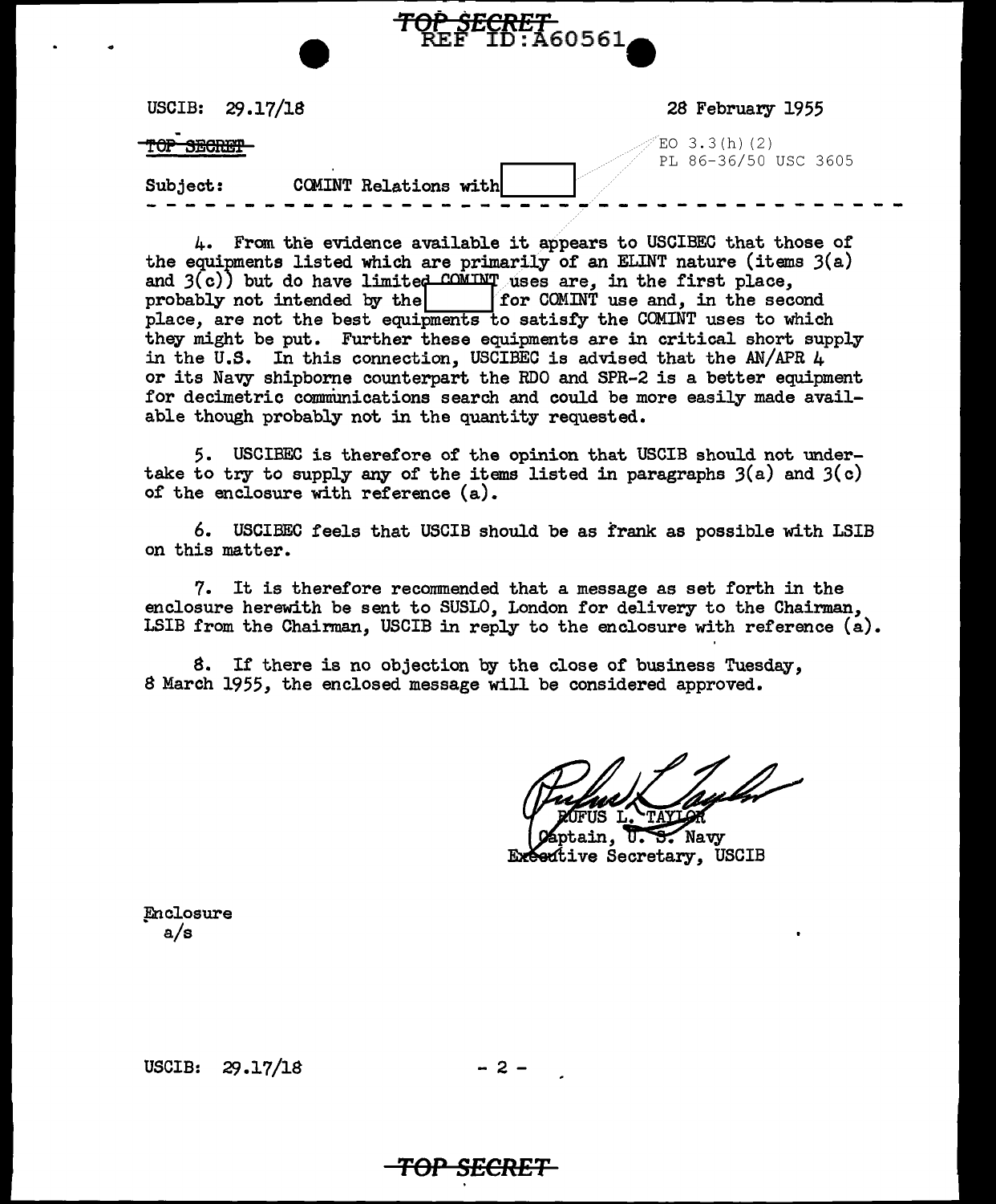USCIB: 29.17/18

28 February 1955

~~TOP SECRET~~

EO 3.3(h)(2)
PL 86-36/50 USC 3605

Subject: COMINT Relations with [redacted]

- - - - - - - - - - - - - - - - - - - - - - - - - - - - - - - - - - - -

4. From the evidence available it appears to USCIBEC that those of the equipments listed which are primarily of an ELINT nature (items 3(a) and 3(c)) but do have limited COMINT uses are, in the first place, probably not intended by the [redacted] for COMINT use and, in the second place, are not the best equipments to satisfy the COMINT uses to which they might be put. Further these equipments are in critical short supply in the U.S. In this connection, USCIBEC is advised that the AN/APR 4 or its Navy shipborne counterpart the RDO and SPR-2 is a better equipment for decimetric communications search and could be more easily made available though probably not in the quantity requested.

5. USCIBEC is therefore of the opinion that USCIB should not undertake to try to supply any of the items listed in paragraphs 3(a) and 3(c) of the enclosure with reference (a).

6. USCIBEC feels that USCIB should be as frank as possible with LSIB on this matter.

7. It is therefore recommended that a message as set forth in the enclosure herewith be sent to SUSLO, London for delivery to the Chairman, LSIB from the Chairman, USCIB in reply to the enclosure with reference (a).

8. If there is no objection by the close of business Tuesday, 8 March 1955, the enclosed message will be considered approved.

RUFUS L. TAYLOR
Captain, U. S. Navy
Executive Secretary, USCIB

Enclosure
a/s

USCIB: 29.17/18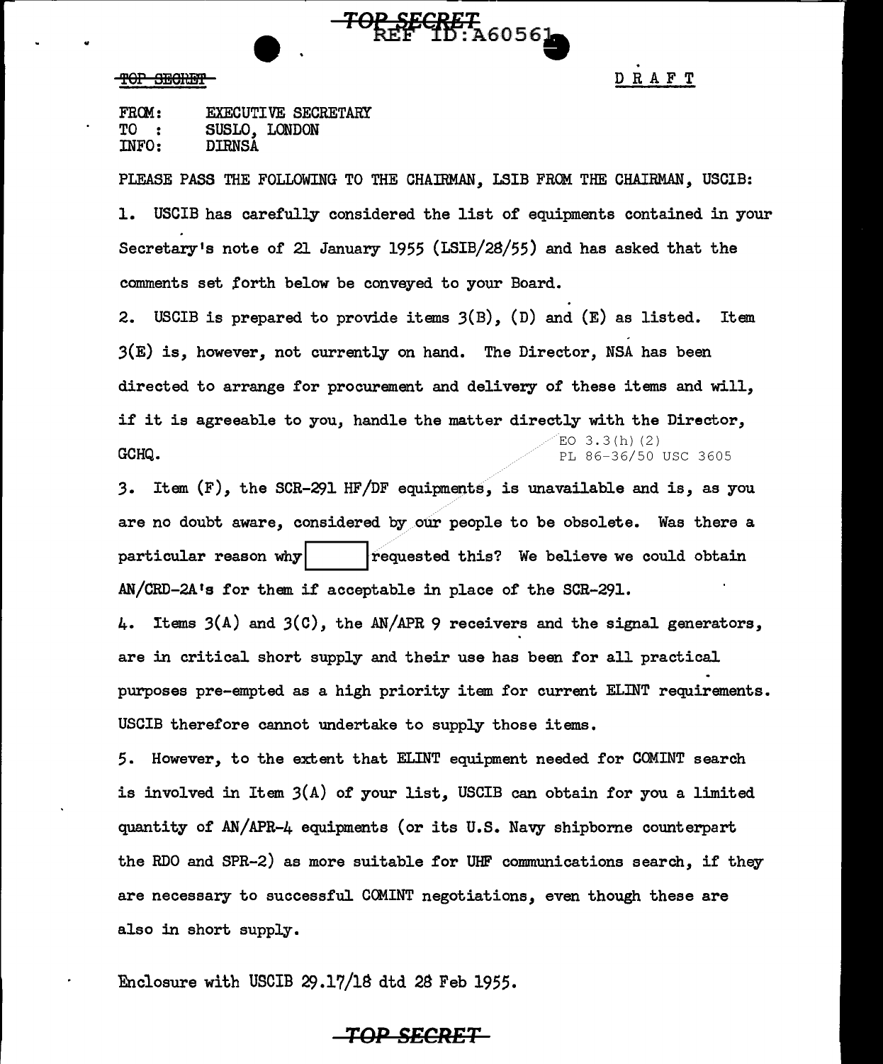TOP SECRET

REF ID:A60561

TOP SECRET

D R A F T

FROM: EXECUTIVE SECRETARY
TO : SUSLO, LONDON
INFO: DIRNSA

PLEASE PASS THE FOLLOWING TO THE CHAIRMAN, LSIB FROM THE CHAIRMAN, USCIB:

1. USCIB has carefully considered the list of equipments contained in your Secretary's note of 21 January 1955 (LSIB/28/55) and has asked that the comments set forth below be conveyed to your Board.

2. USCIB is prepared to provide items 3(B), (D) and (E) as listed. Item 3(E) is, however, not currently on hand. The Director, NSA has been directed to arrange for procurement and delivery of these items and will, if it is agreeable to you, handle the matter directly with the Director, GCHQ.

EO 3.3(h)(2)
PL 86-36/50 USC 3605

3. Item (F), the SCR-291 HF/DF equipments, is unavailable and is, as you are no doubt aware, considered by our people to be obsolete. Was there a particular reason why [redacted] requested this? We believe we could obtain AN/CRD-2A's for them if acceptable in place of the SCR-291.

4. Items 3(A) and 3(C), the AN/APR 9 receivers and the signal generators, are in critical short supply and their use has been for all practical purposes pre-empted as a high priority item for current ELINT requirements. USCIB therefore cannot undertake to supply those items.

5. However, to the extent that ELINT equipment needed for COMINT search is involved in Item 3(A) of your list, USCIB can obtain for you a limited quantity of AN/APR-4 equipments (or its U.S. Navy shipborne counterpart the RDO and SPR-2) as more suitable for UHF communications search, if they are necessary to successful COMINT negotiations, even though these are also in short supply.

Enclosure with USCIB 29.17/18 dtd 28 Feb 1955.

TOP SECRET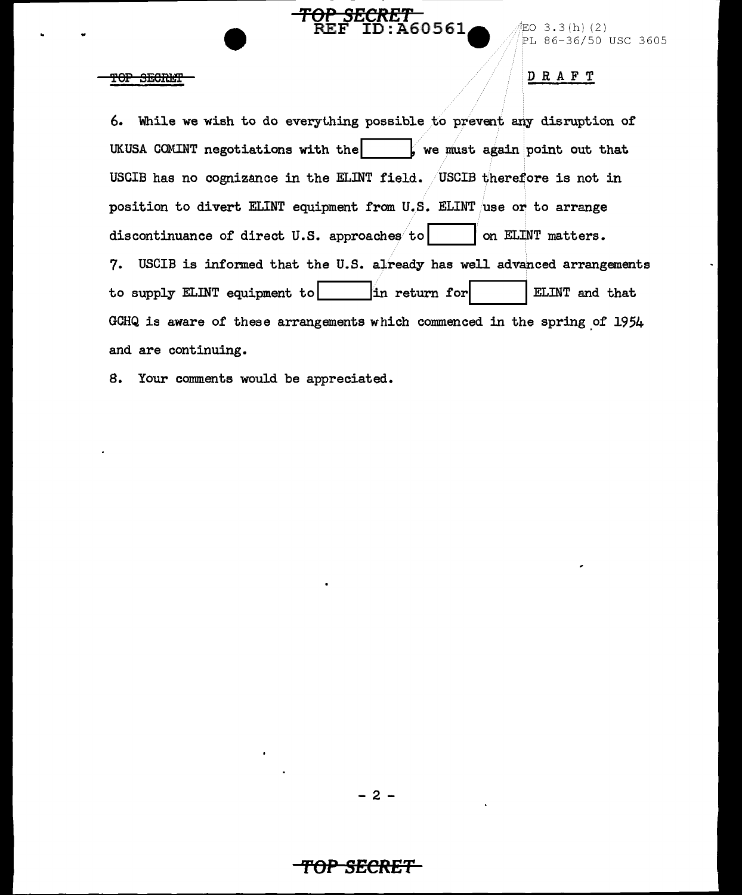TOP SECRET
REF ID:A60561

EO 3.3(h)(2)
PL 86-36/50 USC 3605

TOP SECRET

DRAFT

6. While we wish to do everything possible to prevent any disruption of UKUSA COMINT negotiations with the [ ], we must again point out that USCIB has no cognizance in the ELINT field. USCIB therefore is not in position to divert ELINT equipment from U.S. ELINT use or to arrange discontinuance of direct U.S. approaches to [ ] on ELINT matters.

7. USCIB is informed that the U.S. already has well advanced arrangements to supply ELINT equipment to [ ] in return for [ ] ELINT and that GCHQ is aware of these arrangements which commenced in the spring of 1954 and are continuing.

8. Your comments would be appreciated.

TOP SECRET